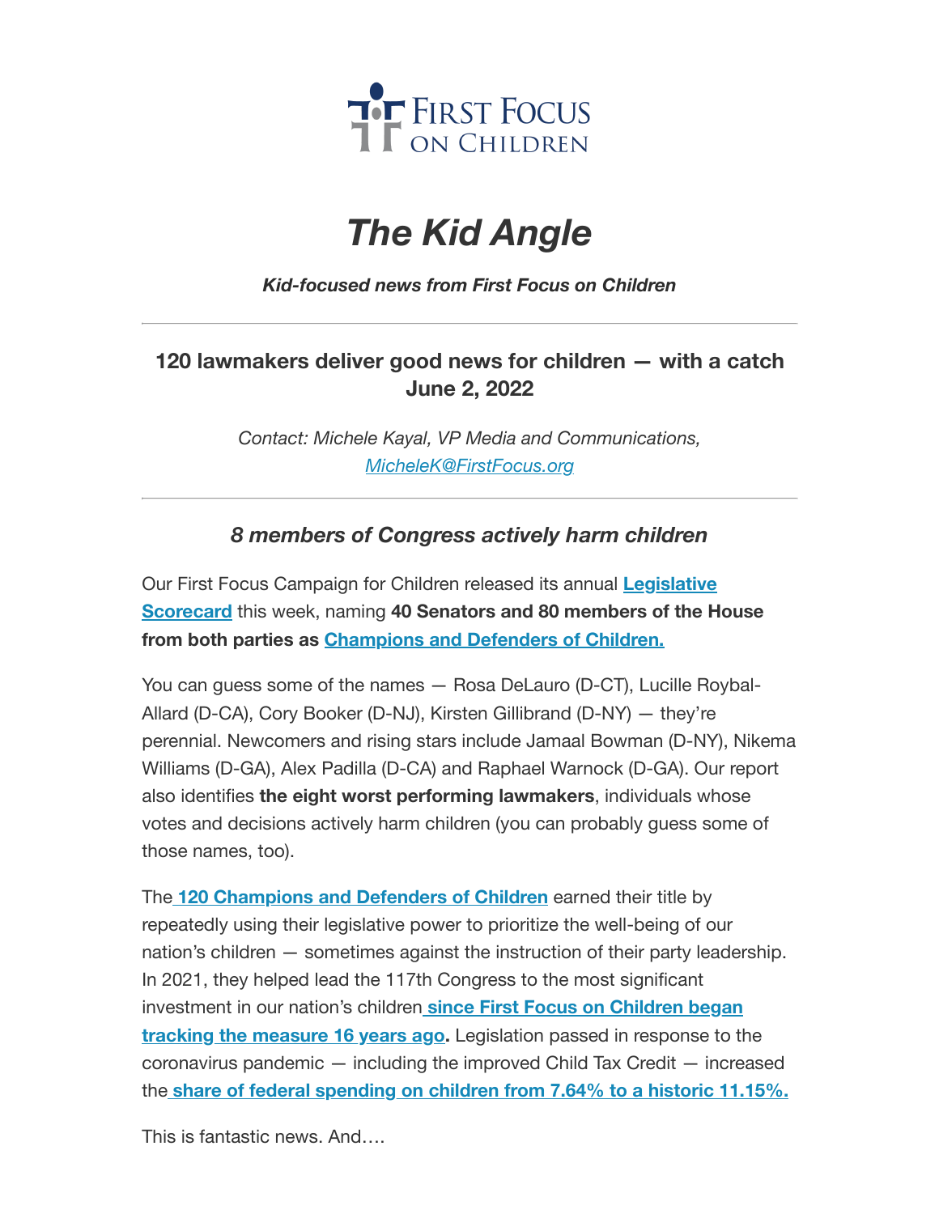First Focus on Children

# *The Kid Angle*

***Kid-focused news from First Focus on Children***

---

### 120 lawmakers deliver good news for children — with a catch
### June 2, 2022

*Contact: Michele Kayal, VP Media and Communications, MicheleK@FirstFocus.org*

---

### *8 members of Congress actively harm children*

Our First Focus Campaign for Children released its annual **Legislative Scorecard** this week, naming **40 Senators and 80 members of the House from both parties as Champions and Defenders of Children.**

You can guess some of the names — Rosa DeLauro (D-CT), Lucille Roybal-Allard (D-CA), Cory Booker (D-NJ), Kirsten Gillibrand (D-NY) — they're perennial. Newcomers and rising stars include Jamaal Bowman (D-NY), Nikema Williams (D-GA), Alex Padilla (D-CA) and Raphael Warnock (D-GA). Our report also identifies **the eight worst performing lawmakers**, individuals whose votes and decisions actively harm children (you can probably guess some of those names, too).

The **120 Champions and Defenders of Children** earned their title by repeatedly using their legislative power to prioritize the well-being of our nation's children — sometimes against the instruction of their party leadership. In 2021, they helped lead the 117th Congress to the most significant investment in our nation's children **since First Focus on Children began tracking the measure 16 years ago.** Legislation passed in response to the coronavirus pandemic — including the improved Child Tax Credit — increased the **share of federal spending on children from 7.64% to a historic 11.15%.**

This is fantastic news. And….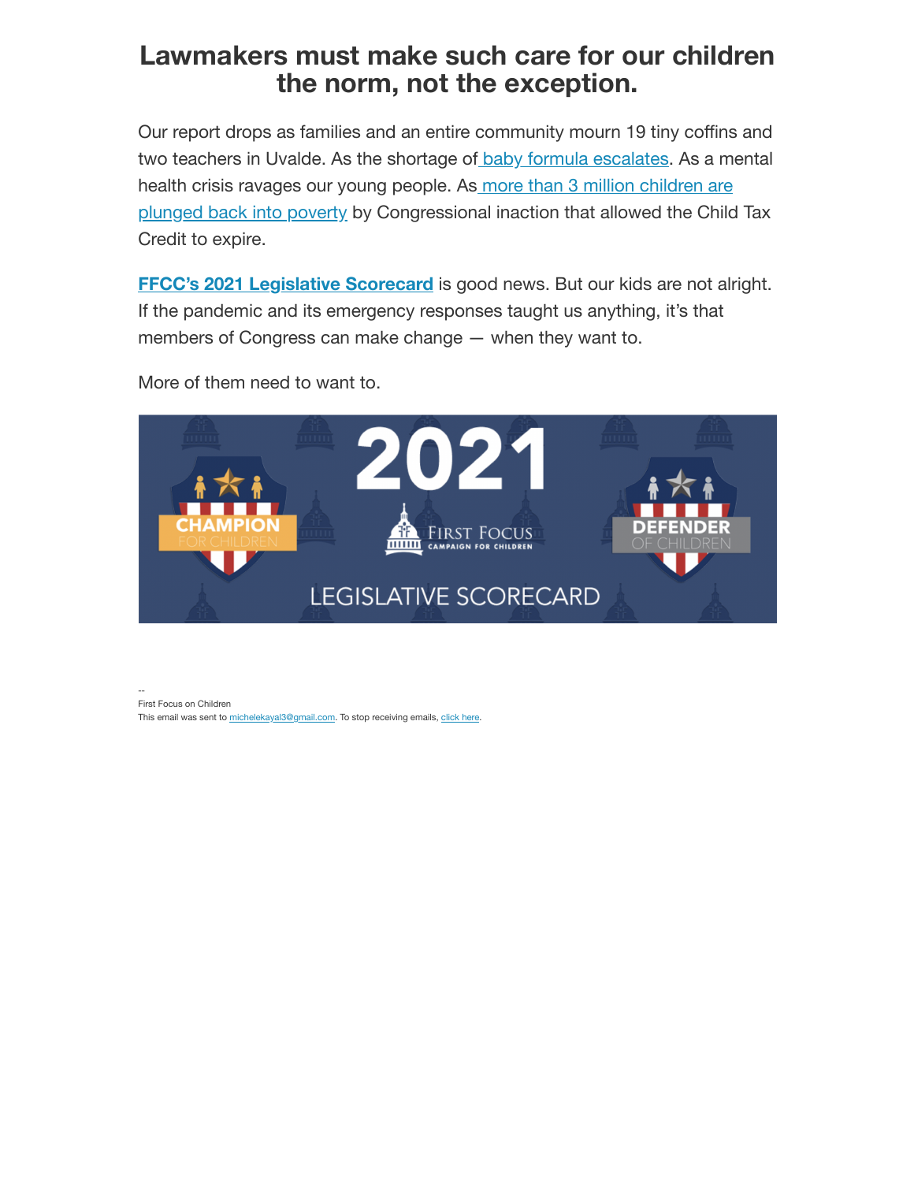## Lawmakers must make such care for our children the norm, not the exception.

Our report drops as families and an entire community mourn 19 tiny coffins and two teachers in Uvalde. As the shortage of baby formula escalates. As a mental health crisis ravages our young people. As more than 3 million children are plunged back into poverty by Congressional inaction that allowed the Child Tax Credit to expire.

**FFCC's 2021 Legislative Scorecard** is good news. But our kids are not alright. If the pandemic and its emergency responses taught us anything, it's that members of Congress can make change — when they want to.

More of them need to want to.

2021

CHAMPION FOR CHILDREN

FIRST FOCUS CAMPAIGN FOR CHILDREN

DEFENDER OF CHILDREN

LEGISLATIVE SCORECARD

--
First Focus on Children
This email was sent to michelekayal3@gmail.com. To stop receiving emails, click here.